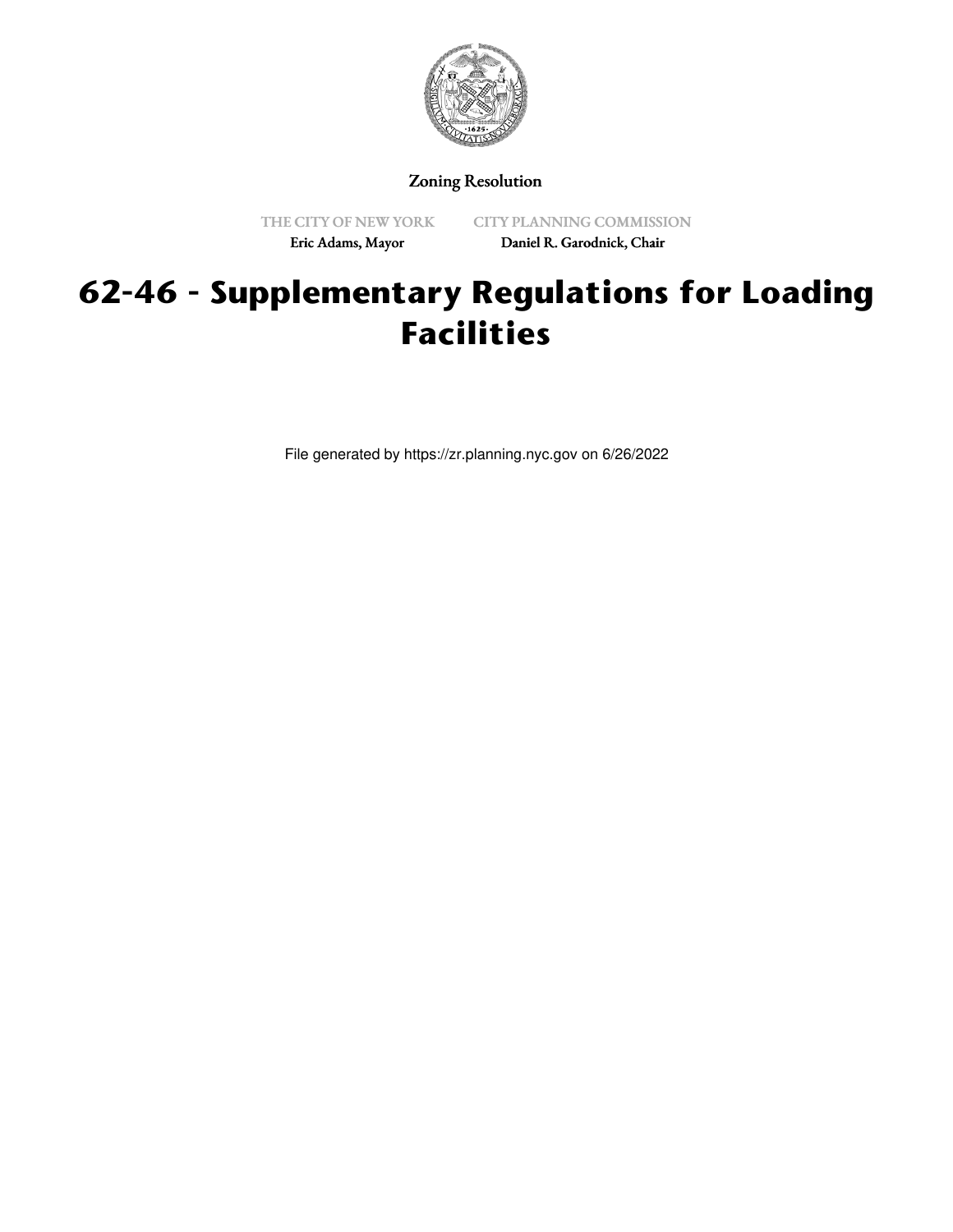Zoning Resolution

THE CITY OF NEW YORK
Eric Adams, Mayor

CITY PLANNING COMMISSION
Daniel R. Garodnick, Chair

# 62-46 - Supplementary Regulations for Loading Facilities

File generated by https://zr.planning.nyc.gov on 6/26/2022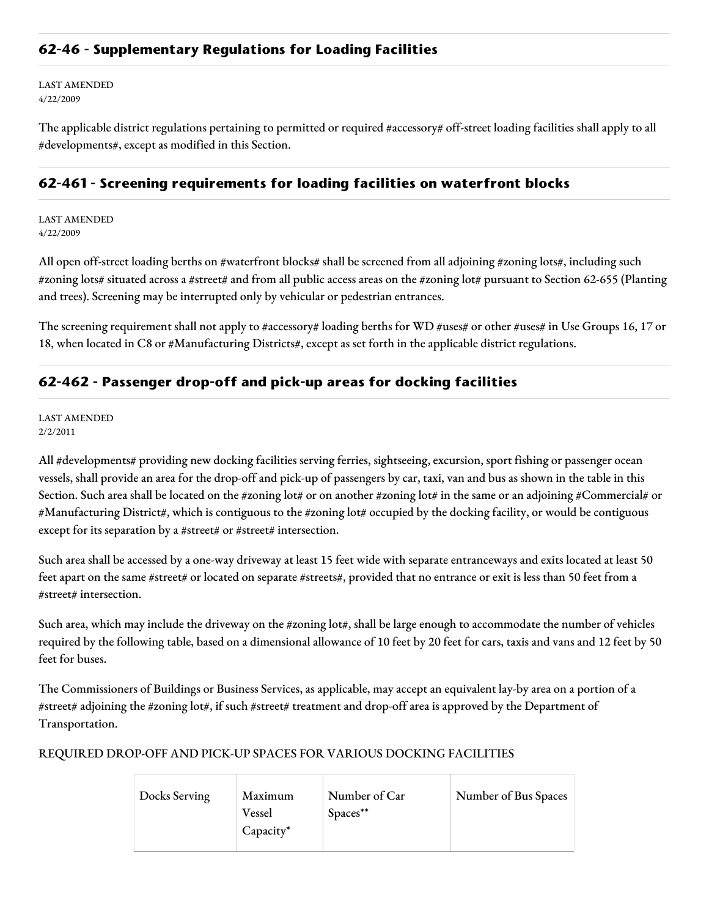## 62-46 - Supplementary Regulations for Loading Facilities

LAST AMENDED
4/22/2009

The applicable district regulations pertaining to permitted or required #accessory# off-street loading facilities shall apply to all #developments#, except as modified in this Section.

## 62-461 - Screening requirements for loading facilities on waterfront blocks

LAST AMENDED
4/22/2009

All open off-street loading berths on #waterfront blocks# shall be screened from all adjoining #zoning lots#, including such #zoning lots# situated across a #street# and from all public access areas on the #zoning lot# pursuant to Section 62-655 (Planting and trees). Screening may be interrupted only by vehicular or pedestrian entrances.

The screening requirement shall not apply to #accessory# loading berths for WD #uses# or other #uses# in Use Groups 16, 17 or 18, when located in C8 or #Manufacturing Districts#, except as set forth in the applicable district regulations.

## 62-462 - Passenger drop-off and pick-up areas for docking facilities

LAST AMENDED
2/2/2011

All #developments# providing new docking facilities serving ferries, sightseeing, excursion, sport fishing or passenger ocean vessels, shall provide an area for the drop-off and pick-up of passengers by car, taxi, van and bus as shown in the table in this Section. Such area shall be located on the #zoning lot# or on another #zoning lot# in the same or an adjoining #Commercial# or #Manufacturing District#, which is contiguous to the #zoning lot# occupied by the docking facility, or would be contiguous except for its separation by a #street# or #street# intersection.

Such area shall be accessed by a one-way driveway at least 15 feet wide with separate entranceways and exits located at least 50 feet apart on the same #street# or located on separate #streets#, provided that no entrance or exit is less than 50 feet from a #street# intersection.

Such area, which may include the driveway on the #zoning lot#, shall be large enough to accommodate the number of vehicles required by the following table, based on a dimensional allowance of 10 feet by 20 feet for cars, taxis and vans and 12 feet by 50 feet for buses.

The Commissioners of Buildings or Business Services, as applicable, may accept an equivalent lay-by area on a portion of a #street# adjoining the #zoning lot#, if such #street# treatment and drop-off area is approved by the Department of Transportation.

REQUIRED DROP-OFF AND PICK-UP SPACES FOR VARIOUS DOCKING FACILITIES

| Docks Serving | Maximum Vessel Capacity* | Number of Car Spaces** | Number of Bus Spaces |
|---|---|---|---|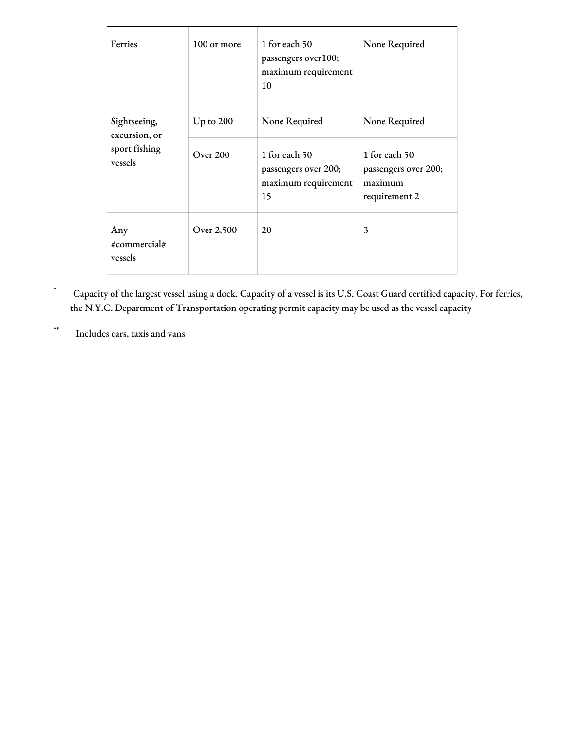| | | | |
|---|---|---|---|
| Ferries | 100 or more | 1 for each 50 passengers over100; maximum requirement 10 | None Required |
| Sightseeing, excursion, or sport fishing vessels | Up to 200 | None Required | None Required |
| | Over 200 | 1 for each 50 passengers over 200; maximum requirement 15 | 1 for each 50 passengers over 200; maximum requirement 2 |
| Any #commercial# vessels | Over 2,500 | 20 | 3 |

\* Capacity of the largest vessel using a dock. Capacity of a vessel is its U.S. Coast Guard certified capacity. For ferries, the N.Y.C. Department of Transportation operating permit capacity may be used as the vessel capacity

\*\* Includes cars, taxis and vans